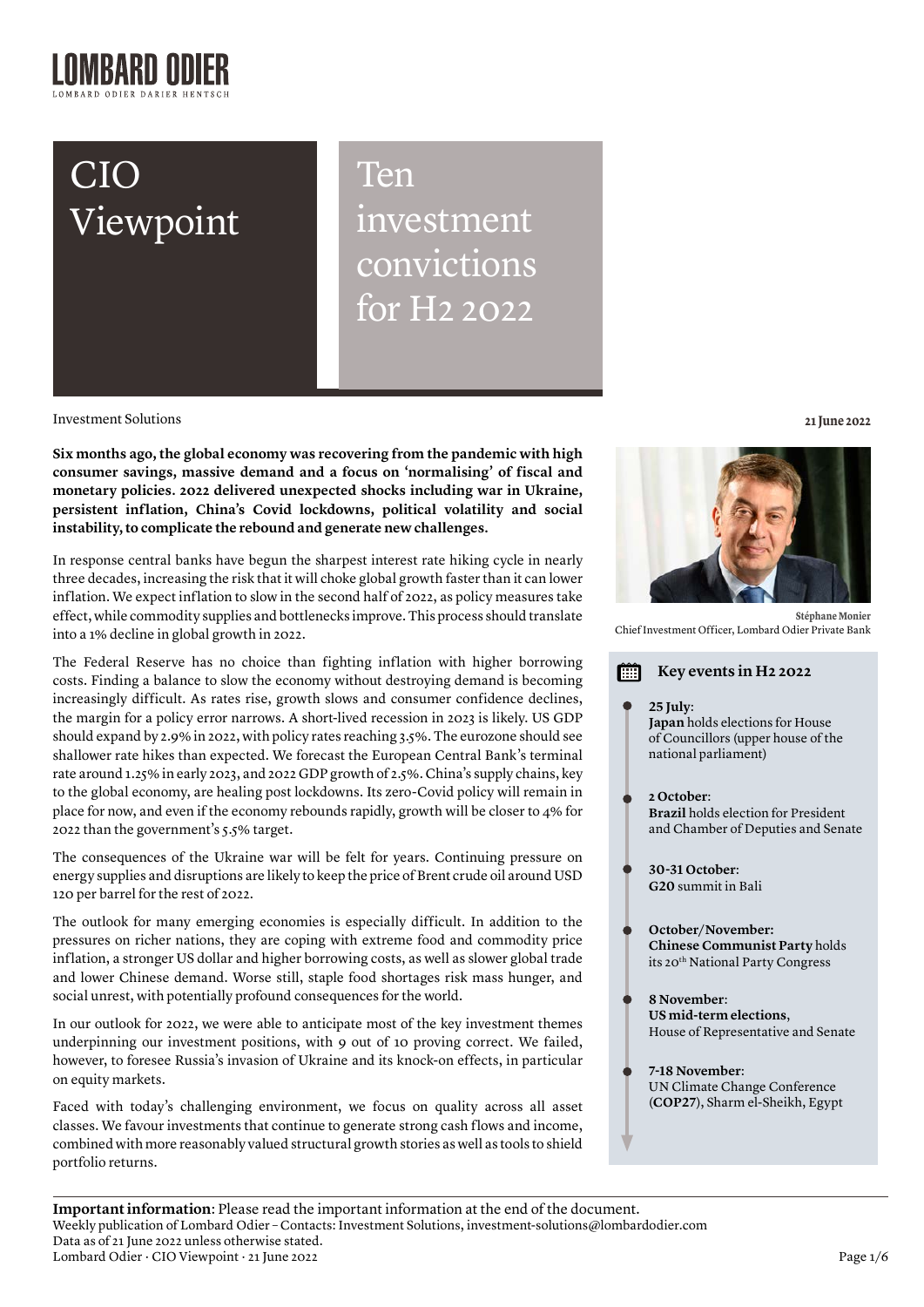# LOMBARD ODIER

LOMBARD ODIER DARIER HENTSCH

# CIO Viewpoint

# Ten investment convictions for H2 2022

Investment Solutions

21 June 2022

**Six months ago, the global economy was recovering from the pandemic with high consumer savings, massive demand and a focus on 'normalising' of fiscal and monetary policies. 2022 delivered unexpected shocks including war in Ukraine, persistent inflation, China's Covid lockdowns, political volatility and social instability, to complicate the rebound and generate new challenges.**

In response central banks have begun the sharpest interest rate hiking cycle in nearly three decades, increasing the risk that it will choke global growth faster than it can lower inflation. We expect inflation to slow in the second half of 2022, as policy measures take effect, while commodity supplies and bottlenecks improve. This process should translate into a 1% decline in global growth in 2022.

The Federal Reserve has no choice than fighting inflation with higher borrowing costs. Finding a balance to slow the economy without destroying demand is becoming increasingly difficult. As rates rise, growth slows and consumer confidence declines, the margin for a policy error narrows. A short-lived recession in 2023 is likely. US GDP should expand by 2.9% in 2022, with policy rates reaching 3.5%. The eurozone should see shallower rate hikes than expected. We forecast the European Central Bank's terminal rate around 1.25% in early 2023, and 2022 GDP growth of 2.5%. China's supply chains, key to the global economy, are healing post lockdowns. Its zero-Covid policy will remain in place for now, and even if the economy rebounds rapidly, growth will be closer to 4% for 2022 than the government's 5.5% target.

The consequences of the Ukraine war will be felt for years. Continuing pressure on energy supplies and disruptions are likely to keep the price of Brent crude oil around USD 120 per barrel for the rest of 2022.

The outlook for many emerging economies is especially difficult. In addition to the pressures on richer nations, they are coping with extreme food and commodity price inflation, a stronger US dollar and higher borrowing costs, as well as slower global trade and lower Chinese demand. Worse still, staple food shortages risk mass hunger, and social unrest, with potentially profound consequences for the world.

In our outlook for 2022, we were able to anticipate most of the key investment themes underpinning our investment positions, with 9 out of 10 proving correct. We failed, however, to foresee Russia's invasion of Ukraine and its knock-on effects, in particular on equity markets.

Faced with today's challenging environment, we focus on quality across all asset classes. We favour investments that continue to generate strong cash flows and income, combined with more reasonably valued structural growth stories as well as tools to shield portfolio returns.

**Stéphane Monier**
Chief Investment Officer, Lombard Odier Private Bank

### Key events in H2 2022

- **25 July**: **Japan** holds elections for House of Councillors (upper house of the national parliament)
- **2 October**: **Brazil** holds election for President and Chamber of Deputies and Senate
- **30-31 October**: **G20** summit in Bali
- **October/November: Chinese Communist Party** holds its 20th National Party Congress
- **8 November**: **US mid-term elections**, House of Representative and Senate
- **7-18 November**: UN Climate Change Conference (**COP27**), Sharm el-Sheikh, Egypt

**Important information**: Please read the important information at the end of the document.
Weekly publication of Lombard Odier – Contacts: Investment Solutions, investment-solutions@lombardodier.com
Data as of 21 June 2022 unless otherwise stated.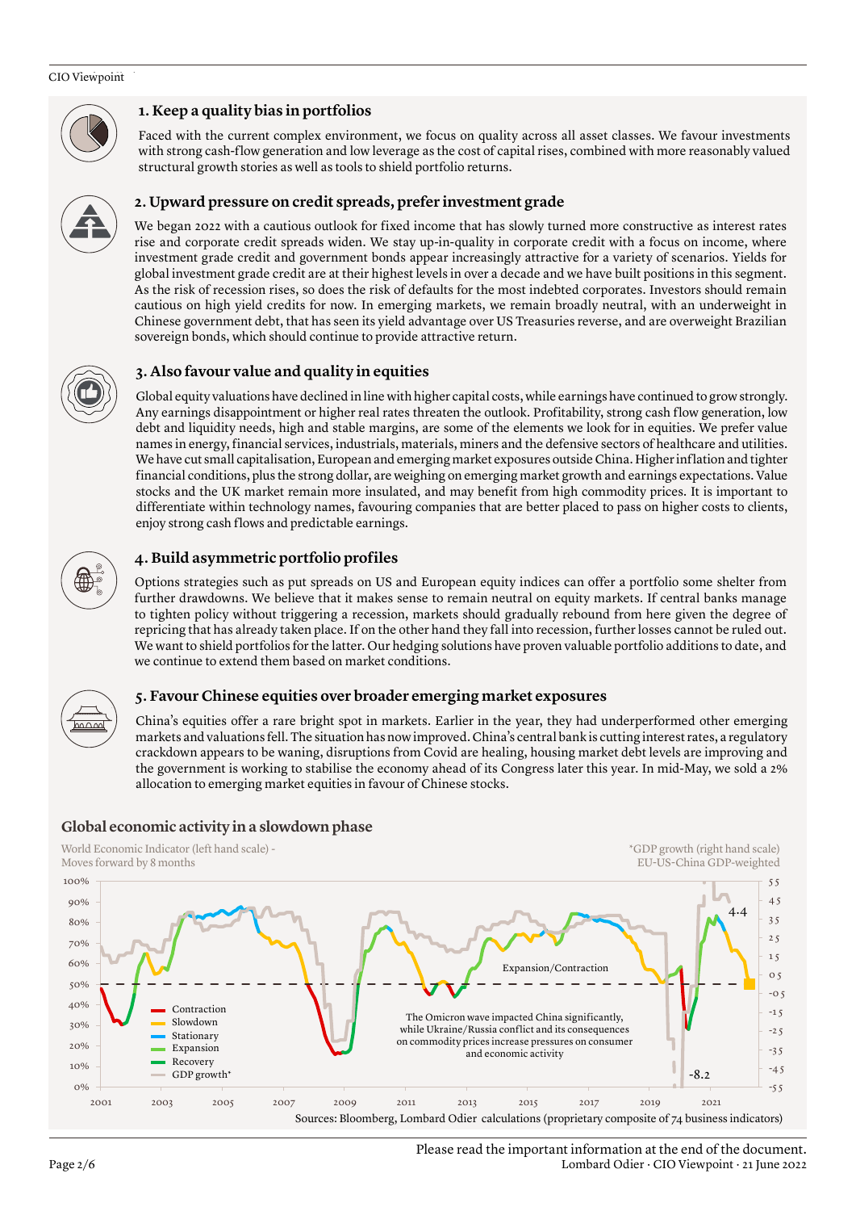## 1. Keep a quality bias in portfolios

Faced with the current complex environment, we focus on quality across all asset classes. We favour investments with strong cash-flow generation and low leverage as the cost of capital rises, combined with more reasonably valued structural growth stories as well as tools to shield portfolio returns.

## 2. Upward pressure on credit spreads, prefer investment grade

We began 2022 with a cautious outlook for fixed income that has slowly turned more constructive as interest rates rise and corporate credit spreads widen. We stay up-in-quality in corporate credit with a focus on income, where investment grade credit and government bonds appear increasingly attractive for a variety of scenarios. Yields for global investment grade credit are at their highest levels in over a decade and we have built positions in this segment. As the risk of recession rises, so does the risk of defaults for the most indebted corporates. Investors should remain cautious on high yield credits for now. In emerging markets, we remain broadly neutral, with an underweight in Chinese government debt, that has seen its yield advantage over US Treasuries reverse, and are overweight Brazilian sovereign bonds, which should continue to provide attractive return.

## 3. Also favour value and quality in equities

Global equity valuations have declined in line with higher capital costs, while earnings have continued to grow strongly. Any earnings disappointment or higher real rates threaten the outlook. Profitability, strong cash flow generation, low debt and liquidity needs, high and stable margins, are some of the elements we look for in equities. We prefer value names in energy, financial services, industrials, materials, miners and the defensive sectors of healthcare and utilities. We have cut small capitalisation, European and emerging market exposures outside China. Higher inflation and tighter financial conditions, plus the strong dollar, are weighing on emerging market growth and earnings expectations. Value stocks and the UK market remain more insulated, and may benefit from high commodity prices. It is important to differentiate within technology names, favouring companies that are better placed to pass on higher costs to clients, enjoy strong cash flows and predictable earnings.

## 4. Build asymmetric portfolio profiles

Options strategies such as put spreads on US and European equity indices can offer a portfolio some shelter from further drawdowns. We believe that it makes sense to remain neutral on equity markets. If central banks manage to tighten policy without triggering a recession, markets should gradually rebound from here given the degree of repricing that has already taken place. If on the other hand they fall into recession, further losses cannot be ruled out. We want to shield portfolios for the latter. Our hedging solutions have proven valuable portfolio additions to date, and we continue to extend them based on market conditions.

## 5. Favour Chinese equities over broader emerging market exposures

China's equities offer a rare bright spot in markets. Earlier in the year, they had underperformed other emerging markets and valuations fell. The situation has now improved. China's central bank is cutting interest rates, a regulatory crackdown appears to be waning, disruptions from Covid are healing, housing market debt levels are improving and the government is working to stabilise the economy ahead of its Congress later this year. In mid-May, we sold a 2% allocation to emerging market equities in favour of Chinese stocks.

### Global economic activity in a slowdown phase

World Economic Indicator (left hand scale) - Moves forward by 8 months

*GDP growth (right hand scale) EU-US-China GDP-weighted

Legend: Contraction, Slowdown, Stationary, Expansion, Recovery, GDP growth*

Expansion/Contraction

The Omicron wave impacted China significantly, while Ukraine/Russia conflict and its consequences on commodity prices increase pressures on consumer and economic activity

4.4

-8.2

Sources: Bloomberg, Lombard Odier calculations (proprietary composite of 74 business indicators)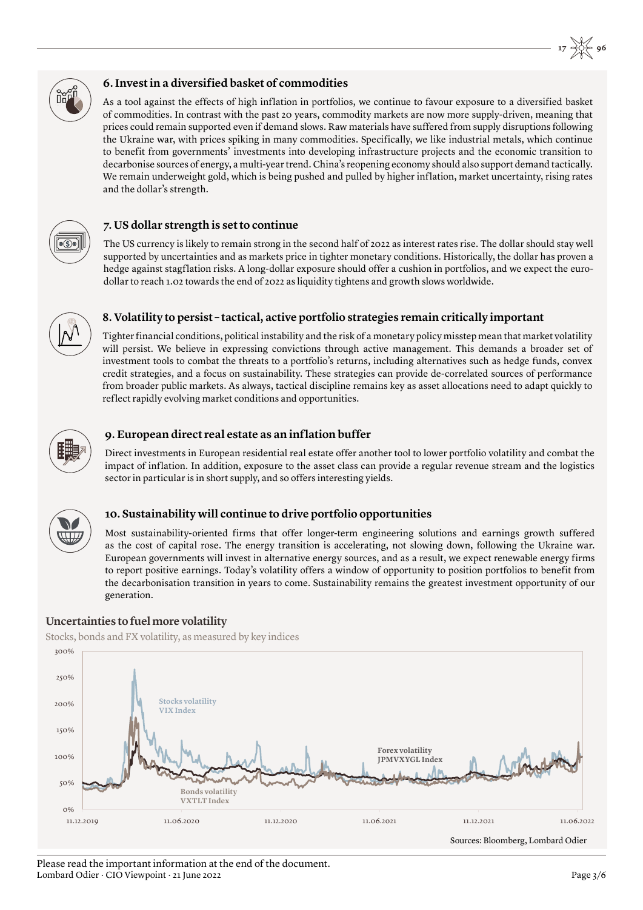### 6. Invest in a diversified basket of commodities

As a tool against the effects of high inflation in portfolios, we continue to favour exposure to a diversified basket of commodities. In contrast with the past 20 years, commodity markets are now more supply-driven, meaning that prices could remain supported even if demand slows. Raw materials have suffered from supply disruptions following the Ukraine war, with prices spiking in many commodities. Specifically, we like industrial metals, which continue to benefit from governments' investments into developing infrastructure projects and the economic transition to decarbonise sources of energy, a multi-year trend. China's reopening economy should also support demand tactically. We remain underweight gold, which is being pushed and pulled by higher inflation, market uncertainty, rising rates and the dollar's strength.

### 7. US dollar strength is set to continue

The US currency is likely to remain strong in the second half of 2022 as interest rates rise. The dollar should stay well supported by uncertainties and as markets price in tighter monetary conditions. Historically, the dollar has proven a hedge against stagflation risks. A long-dollar exposure should offer a cushion in portfolios, and we expect the euro-dollar to reach 1.02 towards the end of 2022 as liquidity tightens and growth slows worldwide.

### 8. Volatility to persist – tactical, active portfolio strategies remain critically important

Tighter financial conditions, political instability and the risk of a monetary policy misstep mean that market volatility will persist. We believe in expressing convictions through active management. This demands a broader set of investment tools to combat the threats to a portfolio's returns, including alternatives such as hedge funds, convex credit strategies, and a focus on sustainability. These strategies can provide de-correlated sources of performance from broader public markets. As always, tactical discipline remains key as asset allocations need to adapt quickly to reflect rapidly evolving market conditions and opportunities.

### 9. European direct real estate as an inflation buffer

Direct investments in European residential real estate offer another tool to lower portfolio volatility and combat the impact of inflation. In addition, exposure to the asset class can provide a regular revenue stream and the logistics sector in particular is in short supply, and so offers interesting yields.

### 10. Sustainability will continue to drive portfolio opportunities

Most sustainability-oriented firms that offer longer-term engineering solutions and earnings growth suffered as the cost of capital rose. The energy transition is accelerating, not slowing down, following the Ukraine war. European governments will invest in alternative energy sources, and as a result, we expect renewable energy firms to report positive earnings. Today's volatility offers a window of opportunity to position portfolios to benefit from the decarbonisation transition in years to come. Sustainability remains the greatest investment opportunity of our generation.

**Uncertainties to fuel more volatility**

Stocks, bonds and FX volatility, as measured by key indices

Sources: Bloomberg, Lombard Odier

Please read the important information at the end of the document.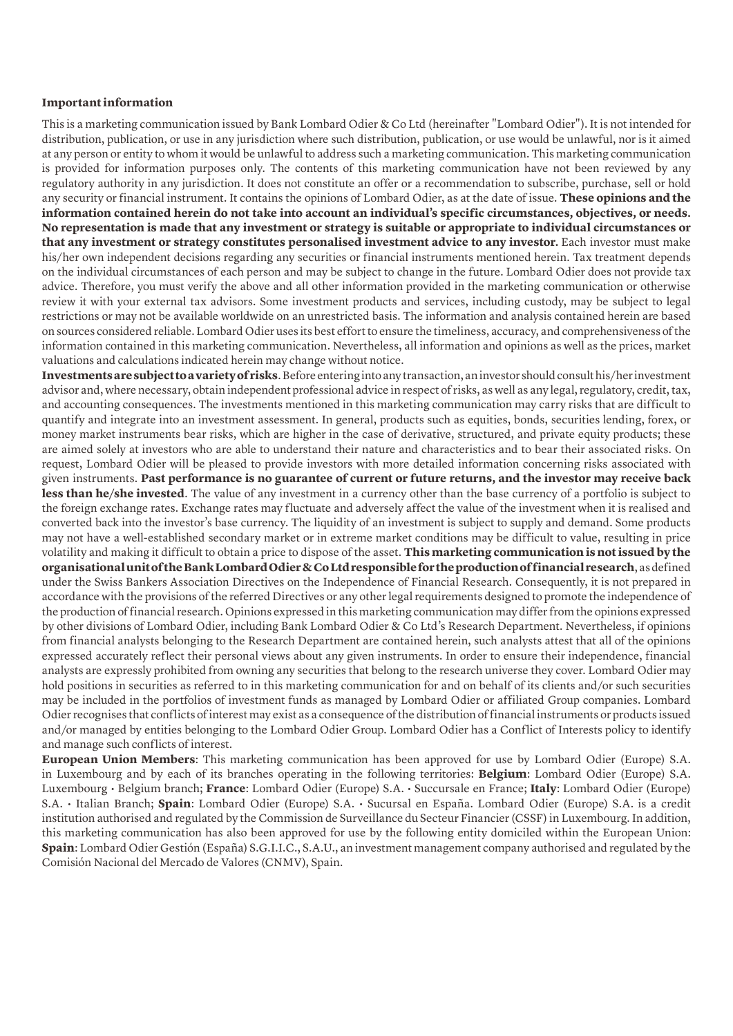**Important information**

This is a marketing communication issued by Bank Lombard Odier & Co Ltd (hereinafter "Lombard Odier"). It is not intended for distribution, publication, or use in any jurisdiction where such distribution, publication, or use would be unlawful, nor is it aimed at any person or entity to whom it would be unlawful to address such a marketing communication. This marketing communication is provided for information purposes only. The contents of this marketing communication have not been reviewed by any regulatory authority in any jurisdiction. It does not constitute an offer or a recommendation to subscribe, purchase, sell or hold any security or financial instrument. It contains the opinions of Lombard Odier, as at the date of issue. **These opinions and the information contained herein do not take into account an individual's specific circumstances, objectives, or needs. No representation is made that any investment or strategy is suitable or appropriate to individual circumstances or that any investment or strategy constitutes personalised investment advice to any investor.** Each investor must make his/her own independent decisions regarding any securities or financial instruments mentioned herein. Tax treatment depends on the individual circumstances of each person and may be subject to change in the future. Lombard Odier does not provide tax advice. Therefore, you must verify the above and all other information provided in the marketing communication or otherwise review it with your external tax advisors. Some investment products and services, including custody, may be subject to legal restrictions or may not be available worldwide on an unrestricted basis. The information and analysis contained herein are based on sources considered reliable. Lombard Odier uses its best effort to ensure the timeliness, accuracy, and comprehensiveness of the information contained in this marketing communication. Nevertheless, all information and opinions as well as the prices, market valuations and calculations indicated herein may change without notice.

**Investments are subject to a variety of risks**. Before entering into any transaction, an investor should consult his/her investment advisor and, where necessary, obtain independent professional advice in respect of risks, as well as any legal, regulatory, credit, tax, and accounting consequences. The investments mentioned in this marketing communication may carry risks that are difficult to quantify and integrate into an investment assessment. In general, products such as equities, bonds, securities lending, forex, or money market instruments bear risks, which are higher in the case of derivative, structured, and private equity products; these are aimed solely at investors who are able to understand their nature and characteristics and to bear their associated risks. On request, Lombard Odier will be pleased to provide investors with more detailed information concerning risks associated with given instruments. **Past performance is no guarantee of current or future returns, and the investor may receive back less than he/she invested**. The value of any investment in a currency other than the base currency of a portfolio is subject to the foreign exchange rates. Exchange rates may fluctuate and adversely affect the value of the investment when it is realised and converted back into the investor's base currency. The liquidity of an investment is subject to supply and demand. Some products may not have a well-established secondary market or in extreme market conditions may be difficult to value, resulting in price volatility and making it difficult to obtain a price to dispose of the asset. **This marketing communication is not issued by the organisational unit of the Bank Lombard Odier & Co Ltd responsible for the production of financial research**, as defined under the Swiss Bankers Association Directives on the Independence of Financial Research. Consequently, it is not prepared in accordance with the provisions of the referred Directives or any other legal requirements designed to promote the independence of the production of financial research. Opinions expressed in this marketing communication may differ from the opinions expressed by other divisions of Lombard Odier, including Bank Lombard Odier & Co Ltd's Research Department. Nevertheless, if opinions from financial analysts belonging to the Research Department are contained herein, such analysts attest that all of the opinions expressed accurately reflect their personal views about any given instruments. In order to ensure their independence, financial analysts are expressly prohibited from owning any securities that belong to the research universe they cover. Lombard Odier may hold positions in securities as referred to in this marketing communication for and on behalf of its clients and/or such securities may be included in the portfolios of investment funds as managed by Lombard Odier or affiliated Group companies. Lombard Odier recognises that conflicts of interest may exist as a consequence of the distribution of financial instruments or products issued and/or managed by entities belonging to the Lombard Odier Group. Lombard Odier has a Conflict of Interests policy to identify and manage such conflicts of interest.

**European Union Members**: This marketing communication has been approved for use by Lombard Odier (Europe) S.A. in Luxembourg and by each of its branches operating in the following territories: **Belgium**: Lombard Odier (Europe) S.A. Luxembourg • Belgium branch; **France**: Lombard Odier (Europe) S.A. • Succursale en France; **Italy**: Lombard Odier (Europe) S.A. • Italian Branch; **Spain**: Lombard Odier (Europe) S.A. • Sucursal en España. Lombard Odier (Europe) S.A. is a credit institution authorised and regulated by the Commission de Surveillance du Secteur Financier (CSSF) in Luxembourg. In addition, this marketing communication has also been approved for use by the following entity domiciled within the European Union: **Spain**: Lombard Odier Gestión (España) S.G.I.I.C., S.A.U., an investment management company authorised and regulated by the Comisión Nacional del Mercado de Valores (CNMV), Spain.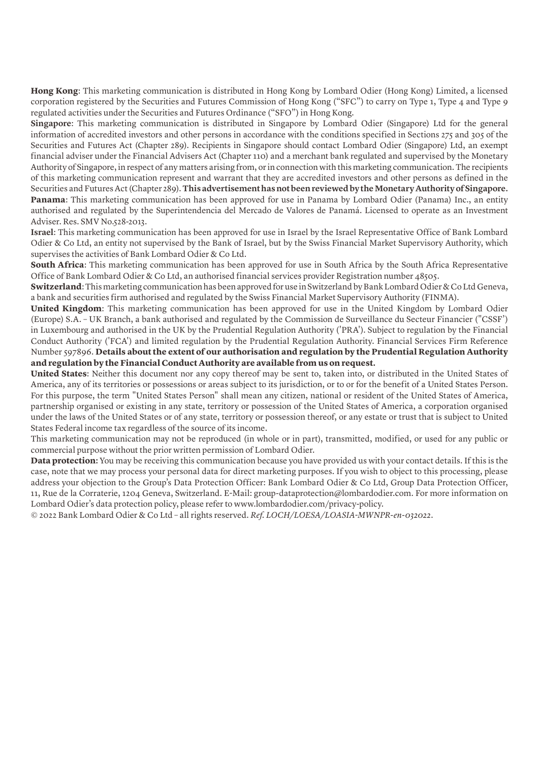**Hong Kong**: This marketing communication is distributed in Hong Kong by Lombard Odier (Hong Kong) Limited, a licensed corporation registered by the Securities and Futures Commission of Hong Kong ("SFC") to carry on Type 1, Type 4 and Type 9 regulated activities under the Securities and Futures Ordinance ("SFO") in Hong Kong.

**Singapore**: This marketing communication is distributed in Singapore by Lombard Odier (Singapore) Ltd for the general information of accredited investors and other persons in accordance with the conditions specified in Sections 275 and 305 of the Securities and Futures Act (Chapter 289). Recipients in Singapore should contact Lombard Odier (Singapore) Ltd, an exempt financial adviser under the Financial Advisers Act (Chapter 110) and a merchant bank regulated and supervised by the Monetary Authority of Singapore, in respect of any matters arising from, or in connection with this marketing communication. The recipients of this marketing communication represent and warrant that they are accredited investors and other persons as defined in the Securities and Futures Act (Chapter 289). **This advertisement has not been reviewed by the Monetary Authority of Singapore.**

**Panama**: This marketing communication has been approved for use in Panama by Lombard Odier (Panama) Inc., an entity authorised and regulated by the Superintendencia del Mercado de Valores de Panamá. Licensed to operate as an Investment Adviser. Res. SMV No.528-2013.

**Israel**: This marketing communication has been approved for use in Israel by the Israel Representative Office of Bank Lombard Odier & Co Ltd, an entity not supervised by the Bank of Israel, but by the Swiss Financial Market Supervisory Authority, which supervises the activities of Bank Lombard Odier & Co Ltd.

**South Africa**: This marketing communication has been approved for use in South Africa by the South Africa Representative Office of Bank Lombard Odier & Co Ltd, an authorised financial services provider Registration number 48505.

**Switzerland**: This marketing communication has been approved for use in Switzerland by Bank Lombard Odier & Co Ltd Geneva, a bank and securities firm authorised and regulated by the Swiss Financial Market Supervisory Authority (FINMA).

**United Kingdom**: This marketing communication has been approved for use in the United Kingdom by Lombard Odier (Europe) S.A. – UK Branch, a bank authorised and regulated by the Commission de Surveillance du Secteur Financier ("CSSF') in Luxembourg and authorised in the UK by the Prudential Regulation Authority ('PRA'). Subject to regulation by the Financial Conduct Authority ('FCA') and limited regulation by the Prudential Regulation Authority. Financial Services Firm Reference Number 597896. **Details about the extent of our authorisation and regulation by the Prudential Regulation Authority and regulation by the Financial Conduct Authority are available from us on request.**

**United States**: Neither this document nor any copy thereof may be sent to, taken into, or distributed in the United States of America, any of its territories or possessions or areas subject to its jurisdiction, or to or for the benefit of a United States Person. For this purpose, the term "United States Person" shall mean any citizen, national or resident of the United States of America, partnership organised or existing in any state, territory or possession of the United States of America, a corporation organised under the laws of the United States or of any state, territory or possession thereof, or any estate or trust that is subject to United States Federal income tax regardless of the source of its income.

This marketing communication may not be reproduced (in whole or in part), transmitted, modified, or used for any public or commercial purpose without the prior written permission of Lombard Odier.

**Data protection**: You may be receiving this communication because you have provided us with your contact details. If this is the case, note that we may process your personal data for direct marketing purposes. If you wish to object to this processing, please address your objection to the Group's Data Protection Officer: Bank Lombard Odier & Co Ltd, Group Data Protection Officer, 11, Rue de la Corraterie, 1204 Geneva, Switzerland. E-Mail: group-dataprotection@lombardodier.com. For more information on Lombard Odier's data protection policy, please refer to www.lombardodier.com/privacy-policy.

© 2022 Bank Lombard Odier & Co Ltd – all rights reserved. *Ref. LOCH/LOESA/LOASIA-MWNPR-en-032022*.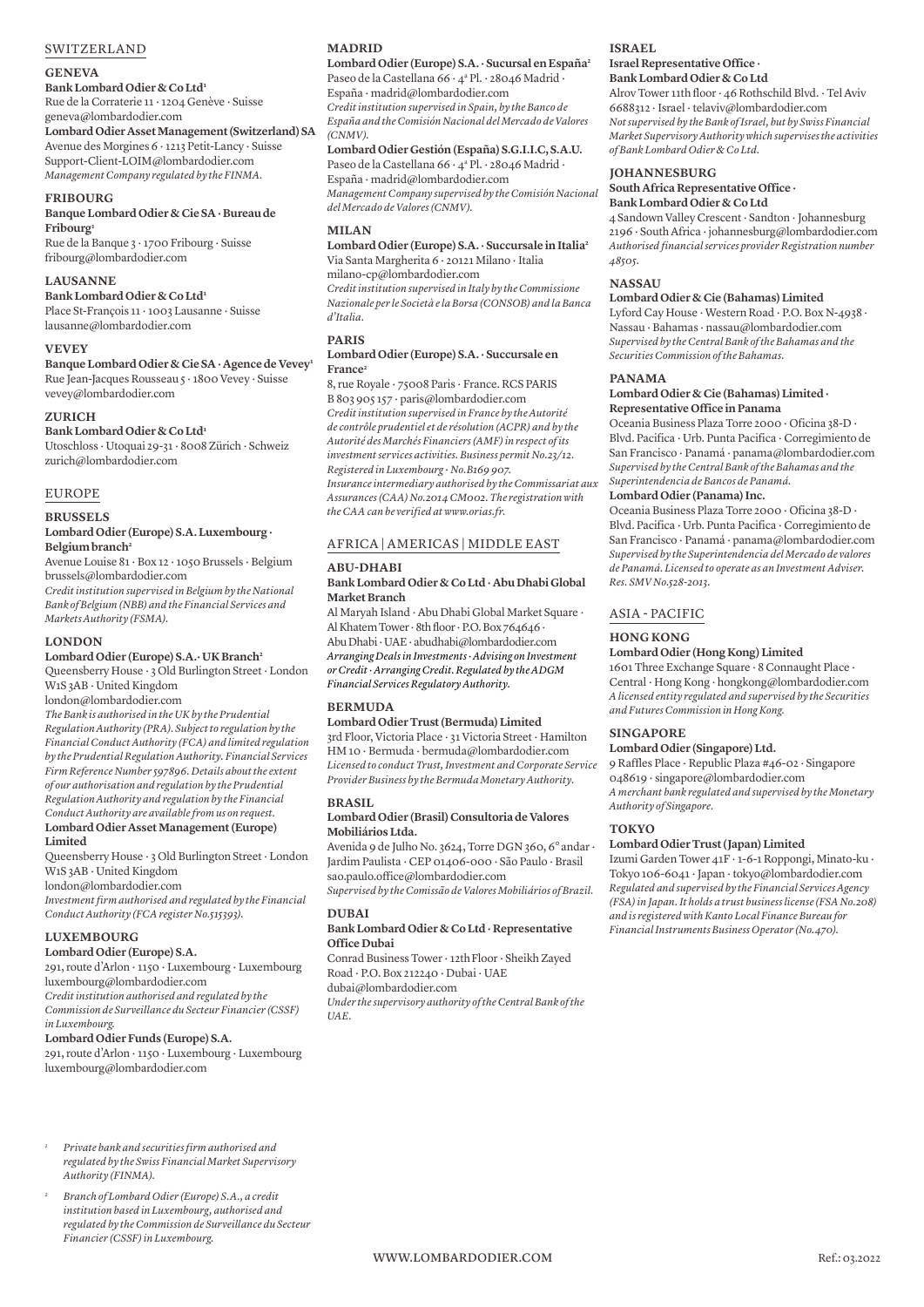## SWITZERLAND

### GENEVA

**Bank Lombard Odier & Co Ltd**[1]
Rue de la Corraterie 11 · 1204 Genève · Suisse
geneva@lombardodier.com

**Lombard Odier Asset Management (Switzerland) SA**
Avenue des Morgines 6 · 1213 Petit-Lancy · Suisse
Support-Client-LOIM@lombardodier.com
*Management Company regulated by the FINMA.*

### FRIBOURG

**Banque Lombard Odier & Cie SA · Bureau de Fribourg**[1]
Rue de la Banque 3 · 1700 Fribourg · Suisse
fribourg@lombardodier.com

### LAUSANNE

**Bank Lombard Odier & Co Ltd**[1]
Place St-François 11 · 1003 Lausanne · Suisse
lausanne@lombardodier.com

### VEVEY

**Banque Lombard Odier & Cie SA · Agence de Vevey**[1]
Rue Jean-Jacques Rousseau 5 · 1800 Vevey · Suisse
vevey@lombardodier.com

### ZURICH

**Bank Lombard Odier & Co Ltd**[1]
Utoschloss · Utoquai 29-31 · 8008 Zürich · Schweiz
zurich@lombardodier.com

## EUROPE

### BRUSSELS

**Lombard Odier (Europe) S.A. Luxembourg · Belgium branch**[2]
Avenue Louise 81 · Box 12 · 1050 Brussels · Belgium
brussels@lombardodier.com
*Credit institution supervised in Belgium by the National Bank of Belgium (NBB) and the Financial Services and Markets Authority (FSMA).*

### LONDON

**Lombard Odier (Europe) S.A.· UK Branch**[2]
Queensberry House · 3 Old Burlington Street · London W1S 3AB · United Kingdom
london@lombardodier.com
*The Bank is authorised in the UK by the Prudential Regulation Authority (PRA). Subject to regulation by the Financial Conduct Authority (FCA) and limited regulation by the Prudential Regulation Authority. Financial Services Firm Reference Number 597896. Details about the extent of our authorisation and regulation by the Prudential Regulation Authority and regulation by the Financial Conduct Authority are available from us on request.*

**Lombard Odier Asset Management (Europe) Limited**
Queensberry House · 3 Old Burlington Street · London W1S 3AB · United Kingdom
london@lombardodier.com
*Investment firm authorised and regulated by the Financial Conduct Authority (FCA register No.515393).*

### LUXEMBOURG

**Lombard Odier (Europe) S.A.**
291, route d'Arlon · 1150 · Luxembourg · Luxembourg
luxembourg@lombardodier.com
*Credit institution authorised and regulated by the Commission de Surveillance du Secteur Financier (CSSF) in Luxembourg.*

**Lombard Odier Funds (Europe) S.A.**
291, route d'Arlon · 1150 · Luxembourg · Luxembourg
luxembourg@lombardodier.com

### MADRID

**Lombard Odier (Europe) S.A. · Sucursal en España**[2]
Paseo de la Castellana 66 · 4ª Pl. · 28046 Madrid · España · madrid@lombardodier.com
*Credit institution supervised in Spain, by the Banco de España and the Comisión Nacional del Mercado de Valores (CNMV).*

**Lombard Odier Gestión (España) S.G.I.I.C, S.A.U.**
Paseo de la Castellana 66 · 4ª Pl. · 28046 Madrid · España · madrid@lombardodier.com
*Management Company supervised by the Comisión Nacional del Mercado de Valores (CNMV).*

### MILAN

**Lombard Odier (Europe) S.A. · Succursale in Italia**[2]
Via Santa Margherita 6 · 20121 Milano · Italia
milano-cp@lombardodier.com
*Credit institution supervised in Italy by the Commissione Nazionale per le Società e la Borsa (CONSOB) and la Banca d'Italia.*

### PARIS

**Lombard Odier (Europe) S.A. · Succursale en France**[2]
8, rue Royale · 75008 Paris · France. RCS PARIS B 803 905 157 · paris@lombardodier.com
*Credit institution supervised in France by the Autorité de contrôle prudentiel et de résolution (ACPR) and by the Autorité des Marchés Financiers (AMF) in respect of its investment services activities. Business permit No.23/12. Registered in Luxembourg · No.B169 907.*
*Insurance intermediary authorised by the Commissariat aux Assurances (CAA) No.2014 CM002. The registration with the CAA can be verified at www.orias.fr.*

## AFRICA | AMERICAS | MIDDLE EAST

### ABU-DHABI

**Bank Lombard Odier & Co Ltd · Abu Dhabi Global Market Branch**
Al Maryah Island · Abu Dhabi Global Market Square · Al Khatem Tower · 8th floor · P.O. Box 764646 · Abu Dhabi · UAE · abudhabi@lombardodier.com
***Arranging Deals in Investments · Advising on Investment or Credit · Arranging Credit. Regulated by the ADGM Financial Services Regulatory Authority.***

### BERMUDA

**Lombard Odier Trust (Bermuda) Limited**
3rd Floor, Victoria Place · 31 Victoria Street · Hamilton HM 10 · Bermuda · bermuda@lombardodier.com
*Licensed to conduct Trust, Investment and Corporate Service Provider Business by the Bermuda Monetary Authority.*

### BRASIL

**Lombard Odier (Brasil) Consultoria de Valores Mobiliários Ltda.**
Avenida 9 de Julho No. 3624, Torre DGN 360, 6° andar · Jardim Paulista · CEP 01406-000 · São Paulo · Brasil
sao.paulo.office@lombardodier.com
*Supervised by the Comissão de Valores Mobiliários of Brazil.*

### DUBAI

**Bank Lombard Odier & Co Ltd · Representative Office Dubai**
Conrad Business Tower · 12th Floor · Sheikh Zayed Road · P.O. Box 212240 · Dubai · UAE
dubai@lombardodier.com
*Under the supervisory authority of the Central Bank of the UAE.*

### ISRAEL

**Israel Representative Office · Bank Lombard Odier & Co Ltd**
Alrov Tower 11th floor · 46 Rothschild Blvd. · Tel Aviv 6688312 · Israel · telaviv@lombardodier.com
*Not supervised by the Bank of Israel, but by Swiss Financial Market Supervisory Authority which supervises the activities of Bank Lombard Odier & Co Ltd.*

### JOHANNESBURG

**South Africa Representative Office · Bank Lombard Odier & Co Ltd**
4 Sandown Valley Crescent · Sandton · Johannesburg 2196 · South Africa · johannesburg@lombardodier.com
*Authorised financial services provider Registration number 48505.*

### NASSAU

**Lombard Odier & Cie (Bahamas) Limited**
Lyford Cay House · Western Road · P.O. Box N-4938 · Nassau · Bahamas · nassau@lombardodier.com
*Supervised by the Central Bank of the Bahamas and the Securities Commission of the Bahamas.*

### PANAMA

**Lombard Odier & Cie (Bahamas) Limited · Representative Office in Panama**
Oceania Business Plaza Torre 2000 · Oficina 38-D · Blvd. Pacifica · Urb. Punta Pacifica · Corregimiento de San Francisco · Panamá · panama@lombardodier.com
*Supervised by the Central Bank of the Bahamas and the Superintendencia de Bancos de Panamá.*

**Lombard Odier (Panama) Inc.**
Oceania Business Plaza Torre 2000 · Oficina 38-D · Blvd. Pacifica · Urb. Punta Pacifica · Corregimiento de San Francisco · Panamá · panama@lombardodier.com
*Supervised by the Superintendencia del Mercado de valores de Panamá. Licensed to operate as an Investment Adviser. Res. SMV No.528-2013.*

## ASIA - PACIFIC

### HONG KONG

**Lombard Odier (Hong Kong) Limited**
1601 Three Exchange Square · 8 Connaught Place · Central · Hong Kong · hongkong@lombardodier.com
*A licensed entity regulated and supervised by the Securities and Futures Commission in Hong Kong.*

### SINGAPORE

**Lombard Odier (Singapore) Ltd.**
9 Raffles Place · Republic Plaza #46-02 · Singapore 048619 · singapore@lombardodier.com
*A merchant bank regulated and supervised by the Monetary Authority of Singapore.*

### TOKYO

**Lombard Odier Trust (Japan) Limited**
Izumi Garden Tower 41F · 1-6-1 Roppongi, Minato-ku · Tokyo 106-6041 · Japan · tokyo@lombardodier.com
*Regulated and supervised by the Financial Services Agency (FSA) in Japan. It holds a trust business license (FSA No.208) and is registered with Kanto Local Finance Bureau for Financial Instruments Business Operator (No.470).*

---

[1] *Private bank and securities firm authorised and regulated by the Swiss Financial Market Supervisory Authority (FINMA).*

[2] *Branch of Lombard Odier (Europe) S.A., a credit institution based in Luxembourg, authorised and regulated by the Commission de Surveillance du Secteur Financier (CSSF) in Luxembourg.*

WWW.LOMBARDODIER.COM

Ref.: 03.2022